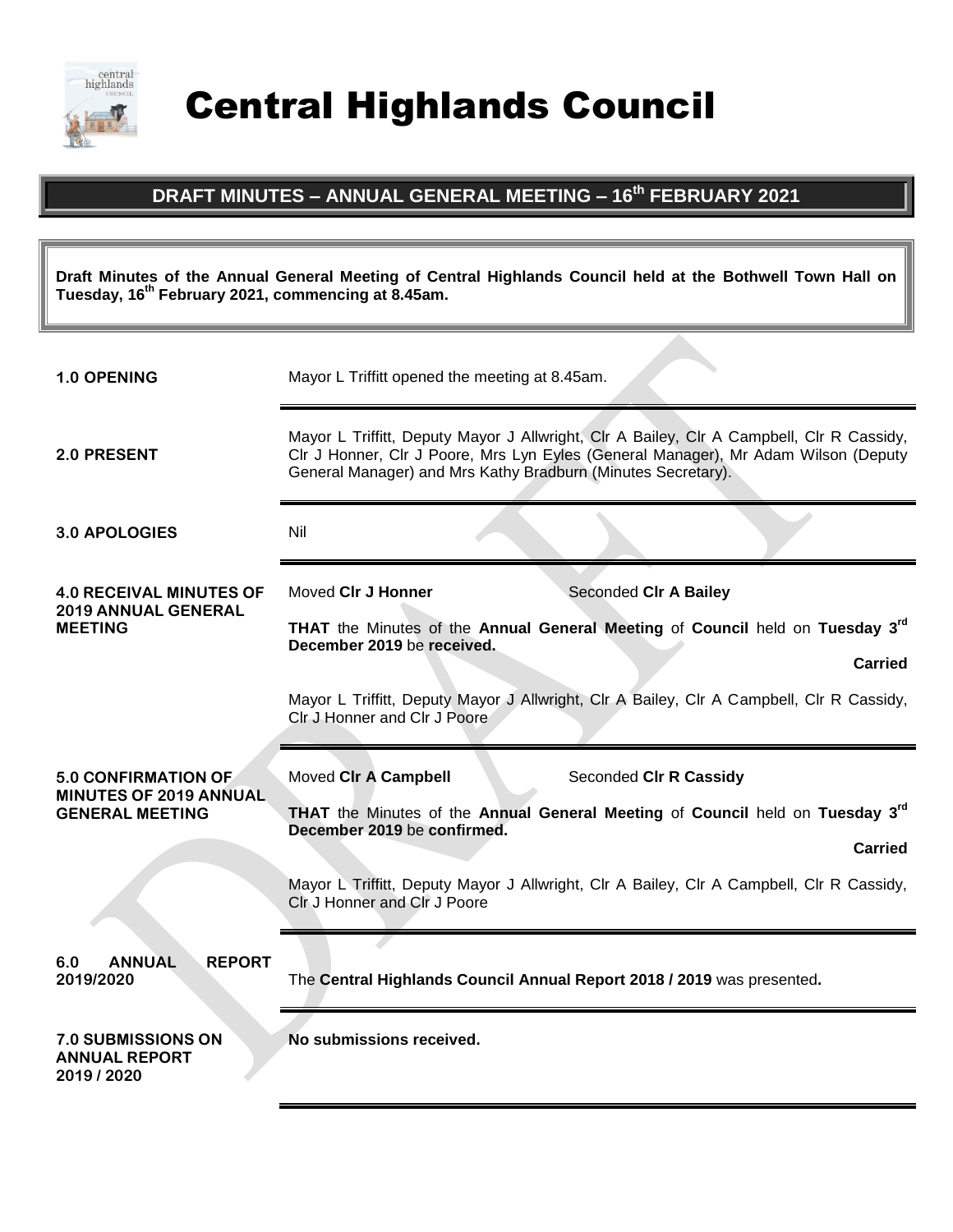# Central Highlands Council

## DRAFT MINUTES – ANNUAL GENERAL MEETING – 16th FEBRUARY 2021

**Draft Minutes of the Annual General Meeting of Central Highlands Council held at the Bothwell Town Hall on Tuesday, 16th February 2021, commencing at 8.45am.**

**1.0 OPENING**

Mayor L Triffitt opened the meeting at 8.45am.

**2.0 PRESENT**

Mayor L Triffitt, Deputy Mayor J Allwright, Clr A Bailey, Clr A Campbell, Clr R Cassidy, Clr J Honner, Clr J Poore, Mrs Lyn Eyles (General Manager), Mr Adam Wilson (Deputy General Manager) and Mrs Kathy Bradburn (Minutes Secretary).

**3.0 APOLOGIES**

Nil

**4.0 RECEIVAL MINUTES OF 2019 ANNUAL GENERAL MEETING**

Moved **Clr J Honner** Seconded **Clr A Bailey**

**THAT** the Minutes of the **Annual General Meeting** of **Council** held on **Tuesday 3rd December 2019** be **received.**

**Carried**

Mayor L Triffitt, Deputy Mayor J Allwright, Clr A Bailey, Clr A Campbell, Clr R Cassidy, Clr J Honner and Clr J Poore

**5.0 CONFIRMATION OF MINUTES OF 2019 ANNUAL GENERAL MEETING**

Moved **Clr A Campbell** Seconded **Clr R Cassidy**

**THAT** the Minutes of the **Annual General Meeting** of **Council** held on **Tuesday 3rd December 2019** be **confirmed.**

**Carried**

Mayor L Triffitt, Deputy Mayor J Allwright, Clr A Bailey, Clr A Campbell, Clr R Cassidy, Clr J Honner and Clr J Poore

**6.0 ANNUAL REPORT 2019/2020**

The **Central Highlands Council Annual Report 2018 / 2019** was presented**.**

**7.0 SUBMISSIONS ON ANNUAL REPORT 2019 / 2020**

**No submissions received.**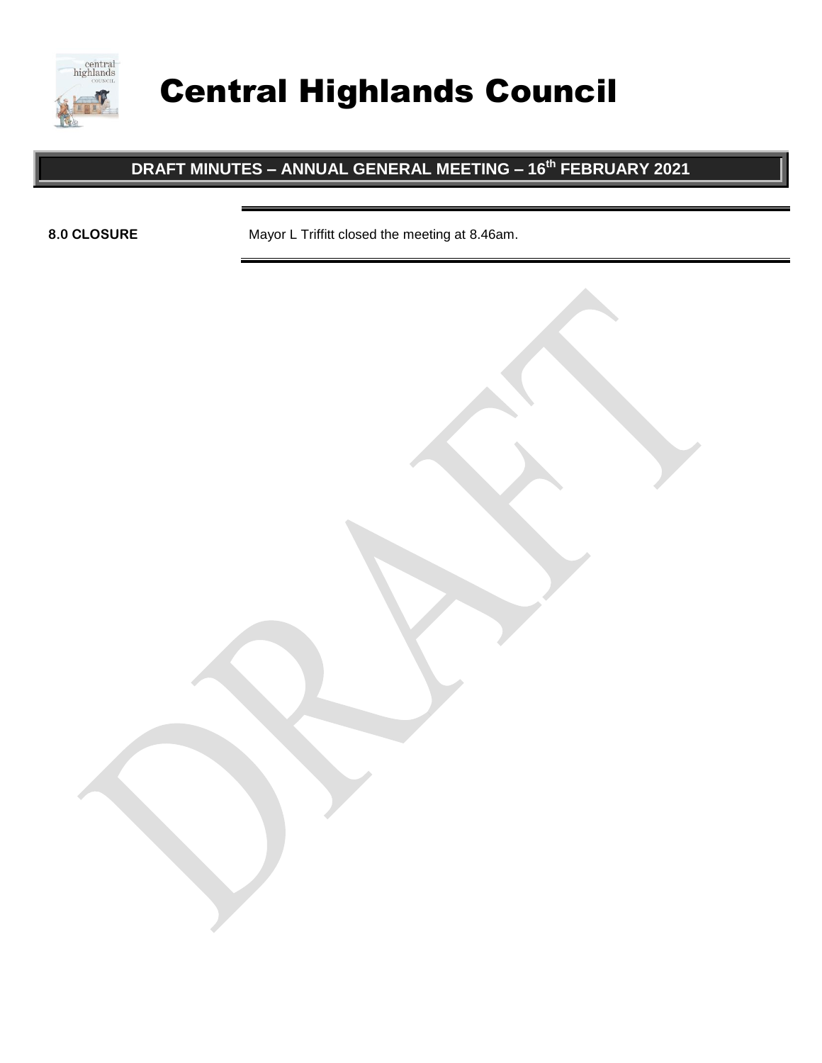**8.0 CLOSURE**

Mayor L Triffitt closed the meeting at 8.46am.